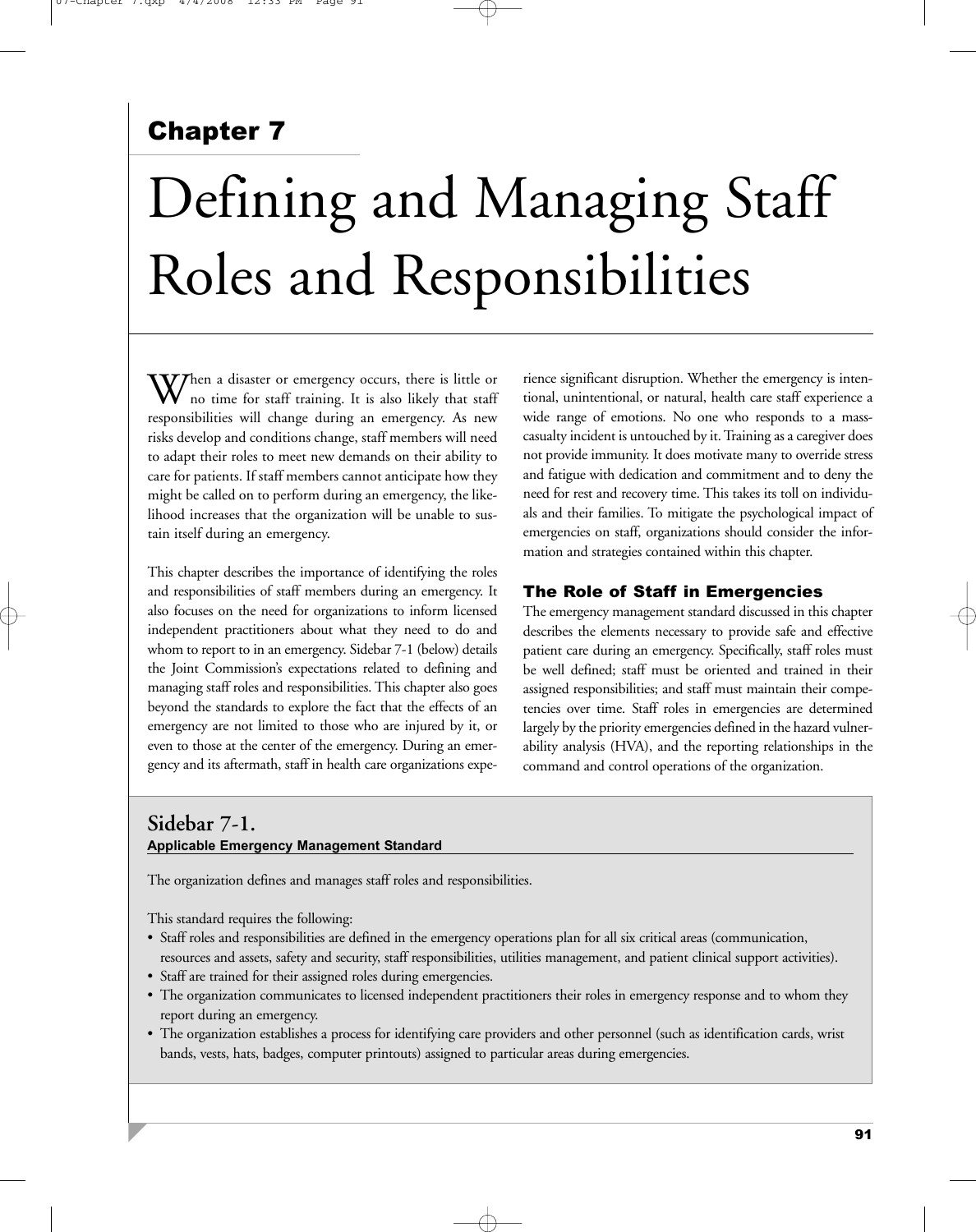# Chapter 7

# Defining and Managing Staff Roles and Responsibilities

When a disaster or emergency occurs, there is little or no time for staff training. It is also likely that staff responsibilities will change during an emergency. As new risks develop and conditions change, staff members will need to adapt their roles to meet new demands on their ability to care for patients. If staff members cannot anticipate how they might be called on to perform during an emergency, the likelihood increases that the organization will be unable to sustain itself during an emergency.

This chapter describes the importance of identifying the roles and responsibilities of staff members during an emergency. It also focuses on the need for organizations to inform licensed independent practitioners about what they need to do and whom to report to in an emergency. Sidebar 7-1 (below) details the Joint Commission's expectations related to defining and managing staff roles and responsibilities. This chapter also goes beyond the standards to explore the fact that the effects of an emergency are not limited to those who are injured by it, or even to those at the center of the emergency. During an emergency and its aftermath, staff in health care organizations experience significant disruption. Whether the emergency is intentional, unintentional, or natural, health care staff experience a wide range of emotions. No one who responds to a mass-casualty incident is untouched by it. Training as a caregiver does not provide immunity. It does motivate many to override stress and fatigue with dedication and commitment and to deny the need for rest and recovery time. This takes its toll on individuals and their families. To mitigate the psychological impact of emergencies on staff, organizations should consider the information and strategies contained within this chapter.

## The Role of Staff in Emergencies

The emergency management standard discussed in this chapter describes the elements necessary to provide safe and effective patient care during an emergency. Specifically, staff roles must be well defined; staff must be oriented and trained in their assigned responsibilities; and staff must maintain their competencies over time. Staff roles in emergencies are determined largely by the priority emergencies defined in the hazard vulnerability analysis (HVA), and the reporting relationships in the command and control operations of the organization.

### Sidebar 7-1.

**Applicable Emergency Management Standard**

The organization defines and manages staff roles and responsibilities.

This standard requires the following:

- Staff roles and responsibilities are defined in the emergency operations plan for all six critical areas (communication, resources and assets, safety and security, staff responsibilities, utilities management, and patient clinical support activities).
- Staff are trained for their assigned roles during emergencies.
- The organization communicates to licensed independent practitioners their roles in emergency response and to whom they report during an emergency.
- The organization establishes a process for identifying care providers and other personnel (such as identification cards, wrist bands, vests, hats, badges, computer printouts) assigned to particular areas during emergencies.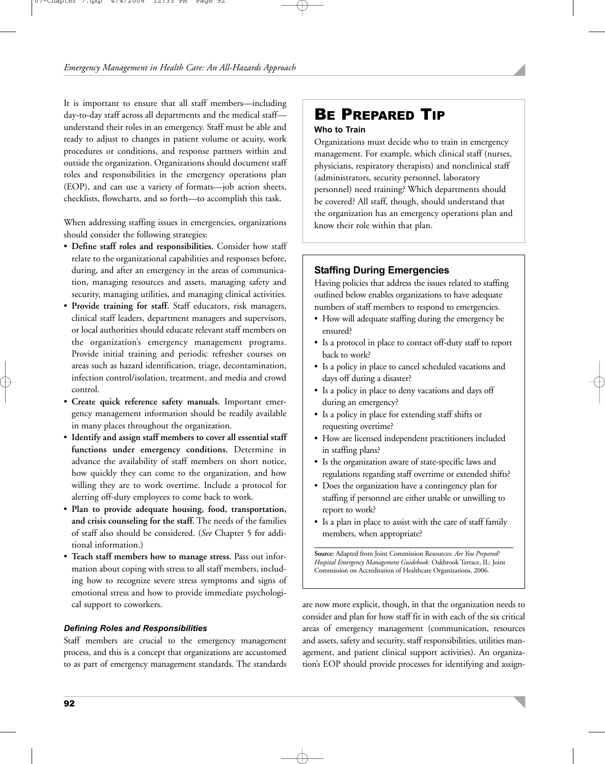It is important to ensure that all staff members—including day-to-day staff across all departments and the medical staff—understand their roles in an emergency. Staff must be able and ready to adjust to changes in patient volume or acuity, work procedures or conditions, and response partners within and outside the organization. Organizations should document staff roles and responsibilities in the emergency operations plan (EOP), and can use a variety of formats—job action sheets, checklists, flowcharts, and so forth—to accomplish this task.

When addressing staffing issues in emergencies, organizations should consider the following strategies:

- **Define staff roles and responsibilities.** Consider how staff relate to the organizational capabilities and responses before, during, and after an emergency in the areas of communication, managing resources and assets, managing safety and security, managing utilities, and managing clinical activities.
- **Provide training for staff.** Staff educators, risk managers, clinical staff leaders, department managers and supervisors, or local authorities should educate relevant staff members on the organization's emergency management programs. Provide initial training and periodic refresher courses on areas such as hazard identification, triage, decontamination, infection control/isolation, treatment, and media and crowd control.
- **Create quick reference safety manuals.** Important emergency management information should be readily available in many places throughout the organization.
- **Identify and assign staff members to cover all essential staff functions under emergency conditions.** Determine in advance the availability of staff members on short notice, how quickly they can come to the organization, and how willing they are to work overtime. Include a protocol for alerting off-duty employees to come back to work.
- **Plan to provide adequate housing, food, transportation, and crisis counseling for the staff.** The needs of the families of staff also should be considered. (*See* Chapter 5 for additional information.)
- **Teach staff members how to manage stress.** Pass out information about coping with stress to all staff members, including how to recognize severe stress symptoms and signs of emotional stress and how to provide immediate psychological support to coworkers.

### *Defining Roles and Responsibilities*

Staff members are crucial to the emergency management process, and this is a concept that organizations are accustomed to as part of emergency management standards. The standards are now more explicit, though, in that the organization needs to consider and plan for how staff fit in with each of the six critical areas of emergency management (communication, resources and assets, safety and security, staff responsibilities, utilities management, and patient clinical support activities). An organization's EOP should provide processes for identifying and assign-

## BE PREPARED TIP

**Who to Train**

Organizations must decide who to train in emergency management. For example, which clinical staff (nurses, physicians, respiratory therapists) and nonclinical staff (administrators, security personnel, laboratory personnel) need training? Which departments should be covered? All staff, though, should understand that the organization has an emergency operations plan and know their role within that plan.

### Staffing During Emergencies

Having policies that address the issues related to staffing outlined below enables organizations to have adequate numbers of staff members to respond to emergencies.

- How will adequate staffing during the emergency be ensured?
- Is a protocol in place to contact off-duty staff to report back to work?
- Is a policy in place to cancel scheduled vacations and days off during a disaster?
- Is a policy in place to deny vacations and days off during an emergency?
- Is a policy in place for extending staff shifts or requesting overtime?
- How are licensed independent practitioners included in staffing plans?
- Is the organization aware of state-specific laws and regulations regarding staff overtime or extended shifts?
- Does the organization have a contingency plan for staffing if personnel are either unable or unwilling to report to work?
- Is a plan in place to assist with the care of staff family members, when appropriate?

**Source:** Adapted from Joint Commission Resources: *Are You Prepared? Hospital Emergency Management Guidebook.* Oakbrook Terrace, IL: Joint Commission on Accreditation of Healthcare Organizations, 2006.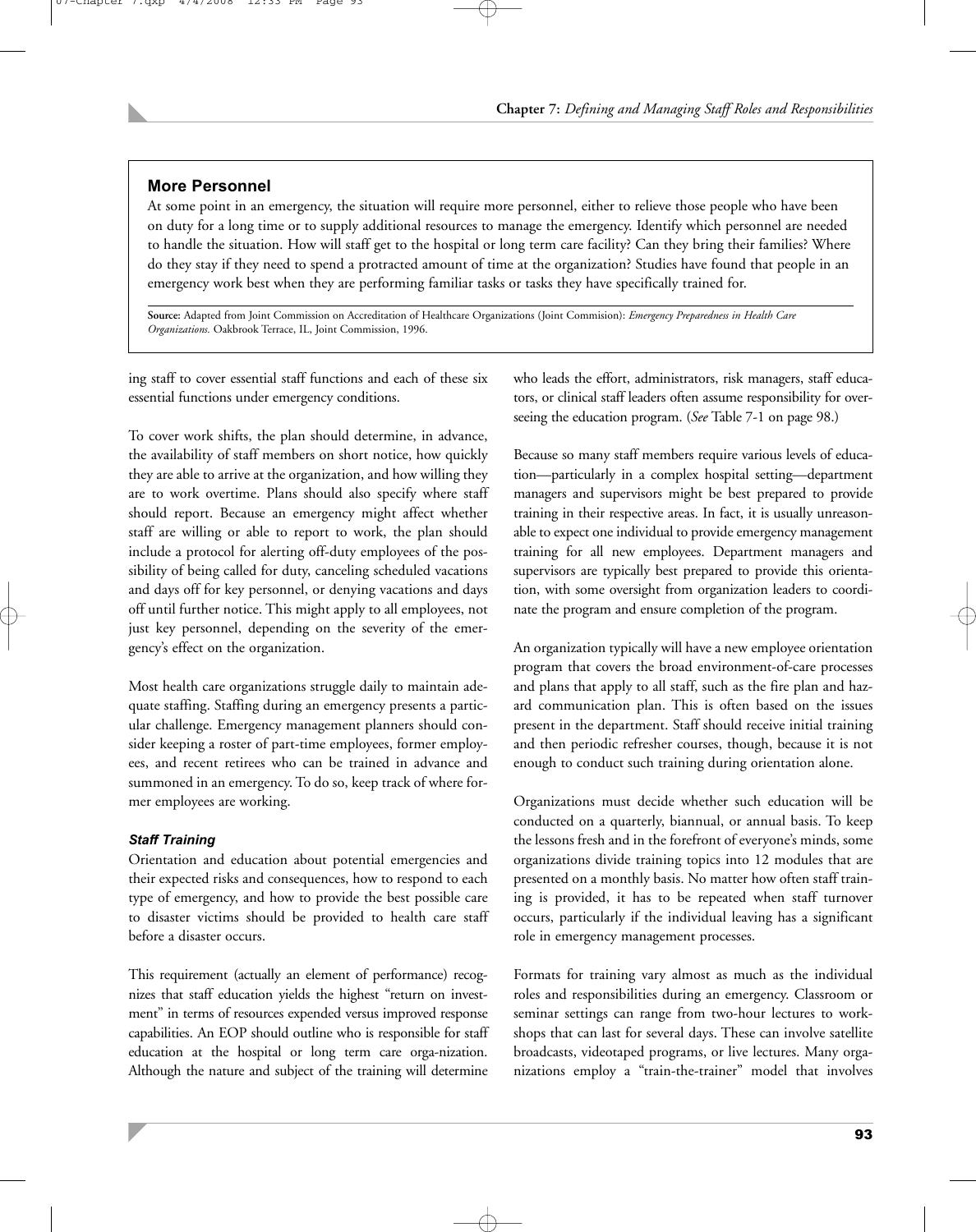## More Personnel

At some point in an emergency, the situation will require more personnel, either to relieve those people who have been on duty for a long time or to supply additional resources to manage the emergency. Identify which personnel are needed to handle the situation. How will staff get to the hospital or long term care facility? Can they bring their families? Where do they stay if they need to spend a protracted amount of time at the organization? Studies have found that people in an emergency work best when they are performing familiar tasks or tasks they have specifically trained for.

**Source:** Adapted from Joint Commission on Accreditation of Healthcare Organizations (Joint Commision): *Emergency Preparedness in Health Care Organizations.* Oakbrook Terrace, IL, Joint Commission, 1996.

---

ing staff to cover essential staff functions and each of these six essential functions under emergency conditions.

To cover work shifts, the plan should determine, in advance, the availability of staff members on short notice, how quickly they are able to arrive at the organization, and how willing they are to work overtime. Plans should also specify where staff should report. Because an emergency might affect whether staff are willing or able to report to work, the plan should include a protocol for alerting off-duty employees of the possibility of being called for duty, canceling scheduled vacations and days off for key personnel, or denying vacations and days off until further notice. This might apply to all employees, not just key personnel, depending on the severity of the emergency's effect on the organization.

Most health care organizations struggle daily to maintain adequate staffing. Staffing during an emergency presents a particular challenge. Emergency management planners should consider keeping a roster of part-time employees, former employees, and recent retirees who can be trained in advance and summoned in an emergency. To do so, keep track of where former employees are working.

### *Staff Training*

Orientation and education about potential emergencies and their expected risks and consequences, how to respond to each type of emergency, and how to provide the best possible care to disaster victims should be provided to health care staff before a disaster occurs.

This requirement (actually an element of performance) recognizes that staff education yields the highest "return on investment" in terms of resources expended versus improved response capabilities. An EOP should outline who is responsible for staff education at the hospital or long term care orga-nization. Although the nature and subject of the training will determine who leads the effort, administrators, risk managers, staff educators, or clinical staff leaders often assume responsibility for overseeing the education program. (*See* Table 7-1 on page 98.)

Because so many staff members require various levels of education—particularly in a complex hospital setting—department managers and supervisors might be best prepared to provide training in their respective areas. In fact, it is usually unreasonable to expect one individual to provide emergency management training for all new employees. Department managers and supervisors are typically best prepared to provide this orientation, with some oversight from organization leaders to coordinate the program and ensure completion of the program.

An organization typically will have a new employee orientation program that covers the broad environment-of-care processes and plans that apply to all staff, such as the fire plan and hazard communication plan. This is often based on the issues present in the department. Staff should receive initial training and then periodic refresher courses, though, because it is not enough to conduct such training during orientation alone.

Organizations must decide whether such education will be conducted on a quarterly, biannual, or annual basis. To keep the lessons fresh and in the forefront of everyone's minds, some organizations divide training topics into 12 modules that are presented on a monthly basis. No matter how often staff training is provided, it has to be repeated when staff turnover occurs, particularly if the individual leaving has a significant role in emergency management processes.

Formats for training vary almost as much as the individual roles and responsibilities during an emergency. Classroom or seminar settings can range from two-hour lectures to workshops that can last for several days. These can involve satellite broadcasts, videotaped programs, or live lectures. Many organizations employ a "train-the-trainer" model that involves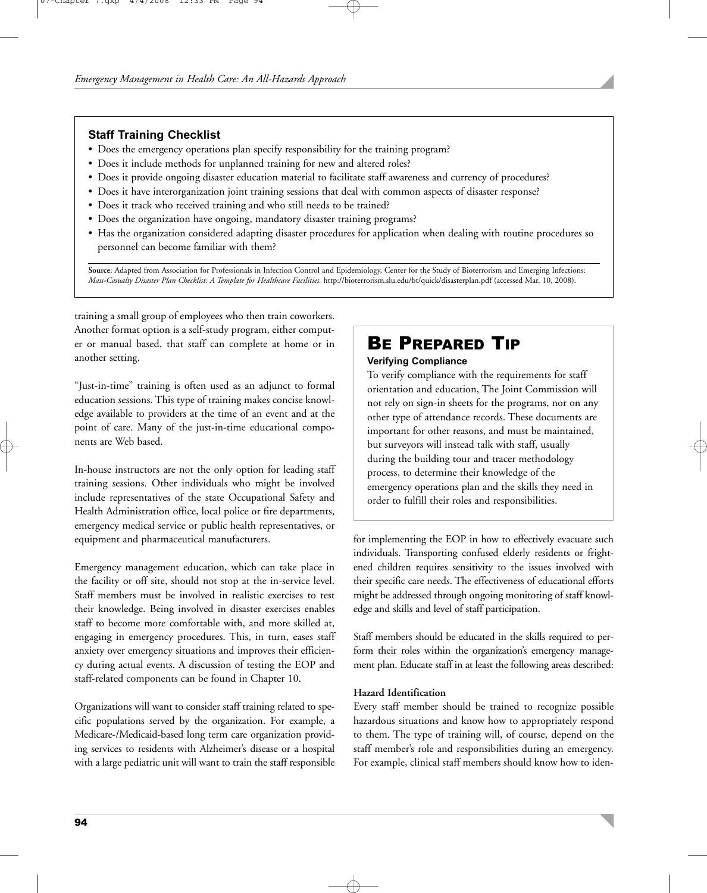### Staff Training Checklist

- Does the emergency operations plan specify responsibility for the training program?
- Does it include methods for unplanned training for new and altered roles?
- Does it provide ongoing disaster education material to facilitate staff awareness and currency of procedures?
- Does it have interorganization joint training sessions that deal with common aspects of disaster response?
- Does it track who received training and who still needs to be trained?
- Does the organization have ongoing, mandatory disaster training programs?
- Has the organization considered adapting disaster procedures for application when dealing with routine procedures so personnel can become familiar with them?

**Source:** Adapted from Association for Professionals in Infection Control and Epidemiology, Center for the Study of Bioterrorism and Emerging Infections: *Mass-Casualty Disaster Plan Checklist: A Template for Healthcare Facilities.* http://bioterrorism.slu.edu/bt/quick/disasterplan.pdf (accessed Mar. 10, 2008).

training a small group of employees who then train coworkers. Another format option is a self-study program, either computer or manual based, that staff can complete at home or in another setting.

"Just-in-time" training is often used as an adjunct to formal education sessions. This type of training makes concise knowledge available to providers at the time of an event and at the point of care. Many of the just-in-time educational components are Web based.

In-house instructors are not the only option for leading staff training sessions. Other individuals who might be involved include representatives of the state Occupational Safety and Health Administration office, local police or fire departments, emergency medical service or public health representatives, or equipment and pharmaceutical manufacturers.

Emergency management education, which can take place in the facility or off site, should not stop at the in-service level. Staff members must be involved in realistic exercises to test their knowledge. Being involved in disaster exercises enables staff to become more comfortable with, and more skilled at, engaging in emergency procedures. This, in turn, eases staff anxiety over emergency situations and improves their efficiency during actual events. A discussion of testing the EOP and staff-related components can be found in Chapter 10.

Organizations will want to consider staff training related to specific populations served by the organization. For example, a Medicare-/Medicaid-based long term care organization providing services to residents with Alzheimer's disease or a hospital with a large pediatric unit will want to train the staff responsible for implementing the EOP in how to effectively evacuate such individuals. Transporting confused elderly residents or frightened children requires sensitivity to the issues involved with their specific care needs. The effectiveness of educational efforts might be addressed through ongoing monitoring of staff knowledge and skills and level of staff participation.

> ## BE PREPARED TIP
>
> **Verifying Compliance**
>
> To verify compliance with the requirements for staff orientation and education, The Joint Commission will not rely on sign-in sheets for the programs, nor on any other type of attendance records. These documents are important for other reasons, and must be maintained, but surveyors will instead talk with staff, usually during the building tour and tracer methodology process, to determine their knowledge of the emergency operations plan and the skills they need in order to fulfill their roles and responsibilities.

Staff members should be educated in the skills required to perform their roles within the organization's emergency management plan. Educate staff in at least the following areas described:

**Hazard Identification**

Every staff member should be trained to recognize possible hazardous situations and know how to appropriately respond to them. The type of training will, of course, depend on the staff member's role and responsibilities during an emergency. For example, clinical staff members should know how to iden-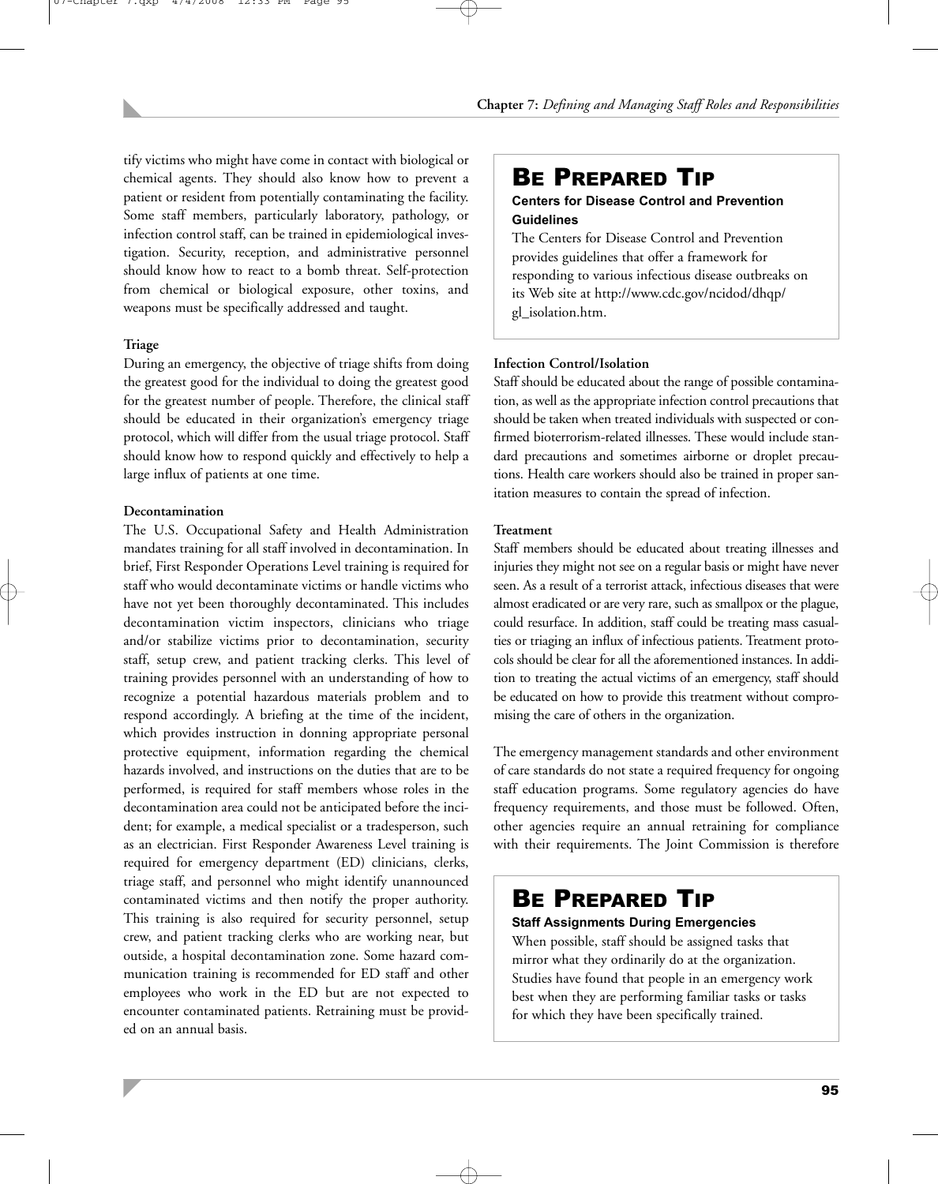tify victims who might have come in contact with biological or chemical agents. They should also know how to prevent a patient or resident from potentially contaminating the facility. Some staff members, particularly laboratory, pathology, or infection control staff, can be trained in epidemiological investigation. Security, reception, and administrative personnel should know how to react to a bomb threat. Self-protection from chemical or biological exposure, other toxins, and weapons must be specifically addressed and taught.

**Triage**

During an emergency, the objective of triage shifts from doing the greatest good for the individual to doing the greatest good for the greatest number of people. Therefore, the clinical staff should be educated in their organization's emergency triage protocol, which will differ from the usual triage protocol. Staff should know how to respond quickly and effectively to help a large influx of patients at one time.

**Decontamination**

The U.S. Occupational Safety and Health Administration mandates training for all staff involved in decontamination. In brief, First Responder Operations Level training is required for staff who would decontaminate victims or handle victims who have not yet been thoroughly decontaminated. This includes decontamination victim inspectors, clinicians who triage and/or stabilize victims prior to decontamination, security staff, setup crew, and patient tracking clerks. This level of training provides personnel with an understanding of how to recognize a potential hazardous materials problem and to respond accordingly. A briefing at the time of the incident, which provides instruction in donning appropriate personal protective equipment, information regarding the chemical hazards involved, and instructions on the duties that are to be performed, is required for staff members whose roles in the decontamination area could not be anticipated before the incident; for example, a medical specialist or a tradesperson, such as an electrician. First Responder Awareness Level training is required for emergency department (ED) clinicians, clerks, triage staff, and personnel who might identify unannounced contaminated victims and then notify the proper authority. This training is also required for security personnel, setup crew, and patient tracking clerks who are working near, but outside, a hospital decontamination zone. Some hazard communication training is recommended for ED staff and other employees who work in the ED but are not expected to encounter contaminated patients. Retraining must be provided on an annual basis.

> ## BE PREPARED TIP
> **Centers for Disease Control and Prevention Guidelines**
>
> The Centers for Disease Control and Prevention provides guidelines that offer a framework for responding to various infectious disease outbreaks on its Web site at http://www.cdc.gov/ncidod/dhqp/gl_isolation.htm.

**Infection Control/Isolation**

Staff should be educated about the range of possible contamination, as well as the appropriate infection control precautions that should be taken when treated individuals with suspected or confirmed bioterrorism-related illnesses. These would include standard precautions and sometimes airborne or droplet precautions. Health care workers should also be trained in proper sanitation measures to contain the spread of infection.

**Treatment**

Staff members should be educated about treating illnesses and injuries they might not see on a regular basis or might have never seen. As a result of a terrorist attack, infectious diseases that were almost eradicated or are very rare, such as smallpox or the plague, could resurface. In addition, staff could be treating mass casualties or triaging an influx of infectious patients. Treatment protocols should be clear for all the aforementioned instances. In addition to treating the actual victims of an emergency, staff should be educated on how to provide this treatment without compromising the care of others in the organization.

The emergency management standards and other environment of care standards do not state a required frequency for ongoing staff education programs. Some regulatory agencies do have frequency requirements, and those must be followed. Often, other agencies require an annual retraining for compliance with their requirements. The Joint Commission is therefore

> ## BE PREPARED TIP
> **Staff Assignments During Emergencies**
>
> When possible, staff should be assigned tasks that mirror what they ordinarily do at the organization. Studies have found that people in an emergency work best when they are performing familiar tasks or tasks for which they have been specifically trained.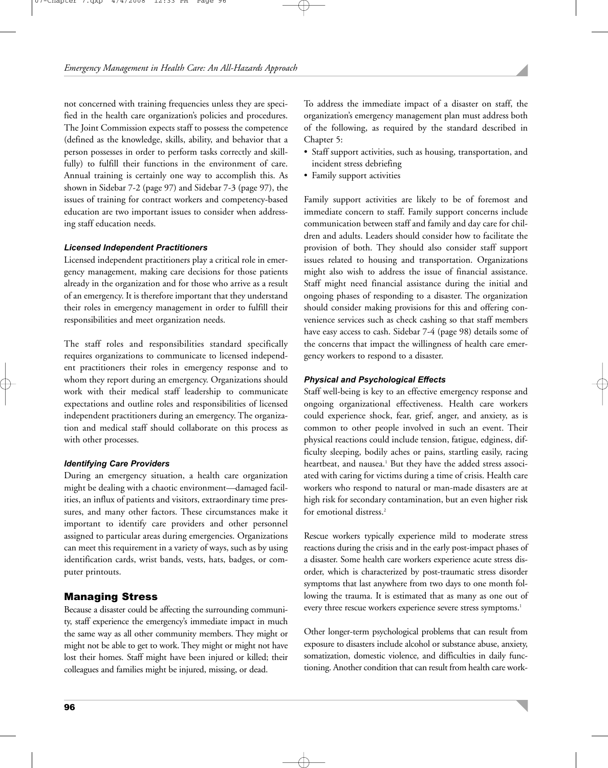not concerned with training frequencies unless they are specified in the health care organization's policies and procedures. The Joint Commission expects staff to possess the competence (defined as the knowledge, skills, ability, and behavior that a person possesses in order to perform tasks correctly and skillfully) to fulfill their functions in the environment of care. Annual training is certainly one way to accomplish this. As shown in Sidebar 7-2 (page 97) and Sidebar 7-3 (page 97), the issues of training for contract workers and competency-based education are two important issues to consider when addressing staff education needs.

#### *Licensed Independent Practitioners*

Licensed independent practitioners play a critical role in emergency management, making care decisions for those patients already in the organization and for those who arrive as a result of an emergency. It is therefore important that they understand their roles in emergency management in order to fulfill their responsibilities and meet organization needs.

The staff roles and responsibilities standard specifically requires organizations to communicate to licensed independent practitioners their roles in emergency response and to whom they report during an emergency. Organizations should work with their medical staff leadership to communicate expectations and outline roles and responsibilities of licensed independent practitioners during an emergency. The organization and medical staff should collaborate on this process as with other processes.

#### *Identifying Care Providers*

During an emergency situation, a health care organization might be dealing with a chaotic environment—damaged facilities, an influx of patients and visitors, extraordinary time pressures, and many other factors. These circumstances make it important to identify care providers and other personnel assigned to particular areas during emergencies. Organizations can meet this requirement in a variety of ways, such as by using identification cards, wrist bands, vests, hats, badges, or computer printouts.

## Managing Stress

Because a disaster could be affecting the surrounding community, staff experience the emergency's immediate impact in much the same way as all other community members. They might or might not be able to get to work. They might or might not have lost their homes. Staff might have been injured or killed; their colleagues and families might be injured, missing, or dead.

To address the immediate impact of a disaster on staff, the organization's emergency management plan must address both of the following, as required by the standard described in Chapter 5:

- Staff support activities, such as housing, transportation, and incident stress debriefing
- Family support activities

Family support activities are likely to be of foremost and immediate concern to staff. Family support concerns include communication between staff and family and day care for children and adults. Leaders should consider how to facilitate the provision of both. They should also consider staff support issues related to housing and transportation. Organizations might also wish to address the issue of financial assistance. Staff might need financial assistance during the initial and ongoing phases of responding to a disaster. The organization should consider making provisions for this and offering convenience services such as check cashing so that staff members have easy access to cash. Sidebar 7-4 (page 98) details some of the concerns that impact the willingness of health care emergency workers to respond to a disaster.

#### *Physical and Psychological Effects*

Staff well-being is key to an effective emergency response and ongoing organizational effectiveness. Health care workers could experience shock, fear, grief, anger, and anxiety, as is common to other people involved in such an event. Their physical reactions could include tension, fatigue, edginess, difficulty sleeping, bodily aches or pains, startling easily, racing heartbeat, and nausea.[1] But they have the added stress associated with caring for victims during a time of crisis. Health care workers who respond to natural or man-made disasters are at high risk for secondary contamination, but an even higher risk for emotional distress.[2]

Rescue workers typically experience mild to moderate stress reactions during the crisis and in the early post-impact phases of a disaster. Some health care workers experience acute stress disorder, which is characterized by post-traumatic stress disorder symptoms that last anywhere from two days to one month following the trauma. It is estimated that as many as one out of every three rescue workers experience severe stress symptoms.[1]

Other longer-term psychological problems that can result from exposure to disasters include alcohol or substance abuse, anxiety, somatization, domestic violence, and difficulties in daily functioning. Another condition that can result from health care work-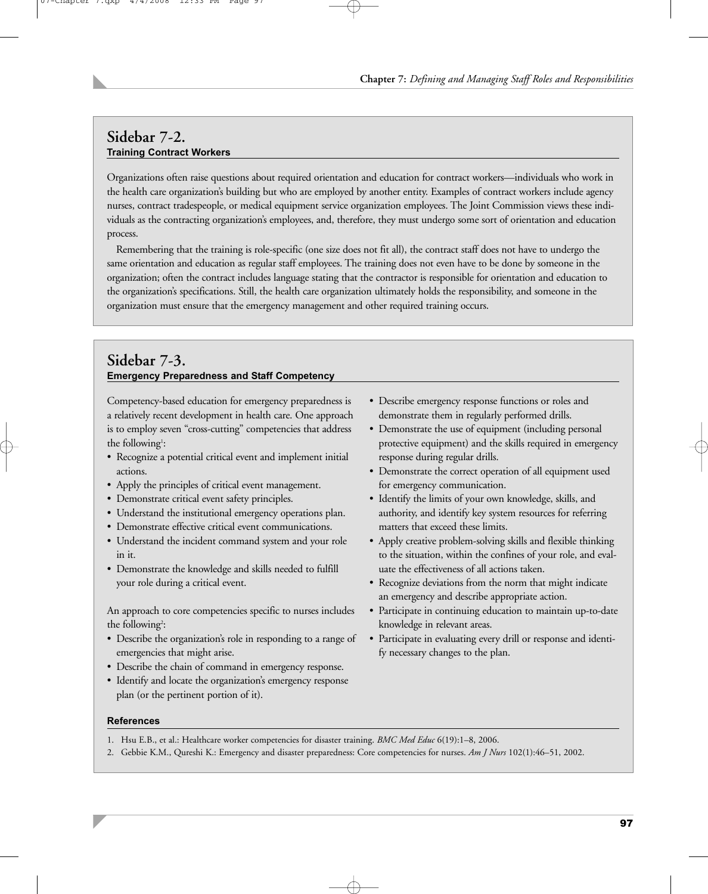## Sidebar 7-2.

### Training Contract Workers

Organizations often raise questions about required orientation and education for contract workers—individuals who work in the health care organization's building but who are employed by another entity. Examples of contract workers include agency nurses, contract tradespeople, or medical equipment service organization employees. The Joint Commission views these individuals as the contracting organization's employees, and, therefore, they must undergo some sort of orientation and education process.

Remembering that the training is role-specific (one size does not fit all), the contract staff does not have to undergo the same orientation and education as regular staff employees. The training does not even have to be done by someone in the organization; often the contract includes language stating that the contractor is responsible for orientation and education to the organization's specifications. Still, the health care organization ultimately holds the responsibility, and someone in the organization must ensure that the emergency management and other required training occurs.

## Sidebar 7-3.

### Emergency Preparedness and Staff Competency

Competency-based education for emergency preparedness is a relatively recent development in health care. One approach is to employ seven "cross-cutting" competencies that address the following[1]:

- Recognize a potential critical event and implement initial actions.
- Apply the principles of critical event management.
- Demonstrate critical event safety principles.
- Understand the institutional emergency operations plan.
- Demonstrate effective critical event communications.
- Understand the incident command system and your role in it.
- Demonstrate the knowledge and skills needed to fulfill your role during a critical event.

An approach to core competencies specific to nurses includes the following[2]:

- Describe the organization's role in responding to a range of emergencies that might arise.
- Describe the chain of command in emergency response.
- Identify and locate the organization's emergency response plan (or the pertinent portion of it).
- Describe emergency response functions or roles and demonstrate them in regularly performed drills.
- Demonstrate the use of equipment (including personal protective equipment) and the skills required in emergency response during regular drills.
- Demonstrate the correct operation of all equipment used for emergency communication.
- Identify the limits of your own knowledge, skills, and authority, and identify key system resources for referring matters that exceed these limits.
- Apply creative problem-solving skills and flexible thinking to the situation, within the confines of your role, and evaluate the effectiveness of all actions taken.
- Recognize deviations from the norm that might indicate an emergency and describe appropriate action.
- Participate in continuing education to maintain up-to-date knowledge in relevant areas.
- Participate in evaluating every drill or response and identify necessary changes to the plan.

#### References

1. Hsu E.B., et al.: Healthcare worker competencies for disaster training. *BMC Med Educ* 6(19):1–8, 2006.
2. Gebbie K.M., Qureshi K.: Emergency and disaster preparedness: Core competencies for nurses. *Am J Nurs* 102(1):46–51, 2002.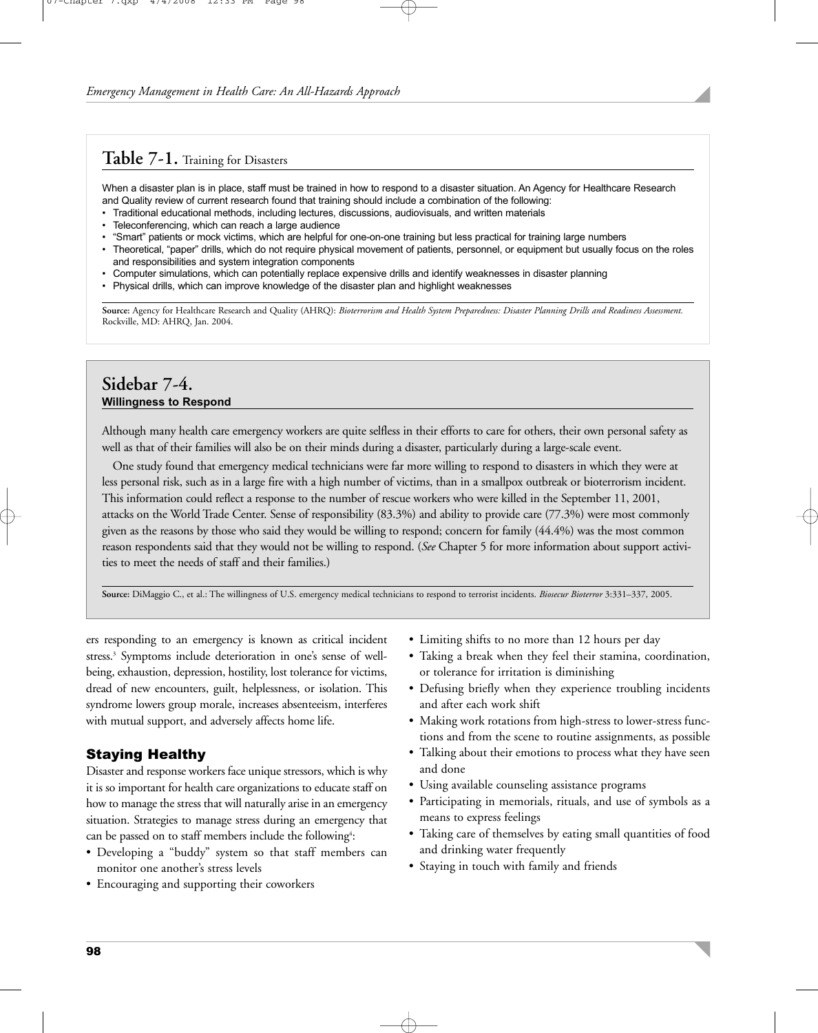## Table 7-1. Training for Disasters

When a disaster plan is in place, staff must be trained in how to respond to a disaster situation. An Agency for Healthcare Research and Quality review of current research found that training should include a combination of the following:

- Traditional educational methods, including lectures, discussions, audiovisuals, and written materials
- Teleconferencing, which can reach a large audience
- "Smart" patients or mock victims, which are helpful for one-on-one training but less practical for training large numbers
- Theoretical, "paper" drills, which do not require physical movement of patients, personnel, or equipment but usually focus on the roles and responsibilities and system integration components
- Computer simulations, which can potentially replace expensive drills and identify weaknesses in disaster planning
- Physical drills, which can improve knowledge of the disaster plan and highlight weaknesses

**Source:** Agency for Healthcare Research and Quality (AHRQ): *Bioterrorism and Health System Preparedness: Disaster Planning Drills and Readiness Assessment.* Rockville, MD: AHRQ, Jan. 2004.

## Sidebar 7-4.
**Willingness to Respond**

Although many health care emergency workers are quite selfless in their efforts to care for others, their own personal safety as well as that of their families will also be on their minds during a disaster, particularly during a large-scale event.

One study found that emergency medical technicians were far more willing to respond to disasters in which they were at less personal risk, such as in a large fire with a high number of victims, than in a smallpox outbreak or bioterrorism incident. This information could reflect a response to the number of rescue workers who were killed in the September 11, 2001, attacks on the World Trade Center. Sense of responsibility (83.3%) and ability to provide care (77.3%) were most commonly given as the reasons by those who said they would be willing to respond; concern for family (44.4%) was the most common reason respondents said that they would not be willing to respond. (*See* Chapter 5 for more information about support activities to meet the needs of staff and their families.)

**Source:** DiMaggio C., et al.: The willingness of U.S. emergency medical technicians to respond to terrorist incidents. *Biosecur Bioterror* 3:331–337, 2005.

ers responding to an emergency is known as critical incident stress.[3] Symptoms include deterioration in one's sense of well-being, exhaustion, depression, hostility, lost tolerance for victims, dread of new encounters, guilt, helplessness, or isolation. This syndrome lowers group morale, increases absenteeism, interferes with mutual support, and adversely affects home life.

### Staying Healthy

Disaster and response workers face unique stressors, which is why it is so important for health care organizations to educate staff on how to manage the stress that will naturally arise in an emergency situation. Strategies to manage stress during an emergency that can be passed on to staff members include the following[4]:

- Developing a "buddy" system so that staff members can monitor one another's stress levels
- Encouraging and supporting their coworkers
- Limiting shifts to no more than 12 hours per day
- Taking a break when they feel their stamina, coordination, or tolerance for irritation is diminishing
- Defusing briefly when they experience troubling incidents and after each work shift
- Making work rotations from high-stress to lower-stress functions and from the scene to routine assignments, as possible
- Talking about their emotions to process what they have seen and done
- Using available counseling assistance programs
- Participating in memorials, rituals, and use of symbols as a means to express feelings
- Taking care of themselves by eating small quantities of food and drinking water frequently
- Staying in touch with family and friends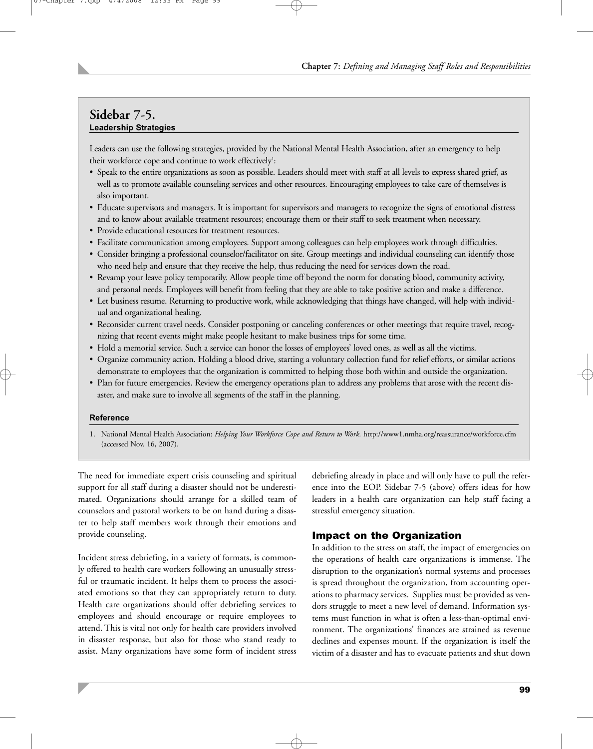## Sidebar 7-5.

**Leadership Strategies**

Leaders can use the following strategies, provided by the National Mental Health Association, after an emergency to help their workforce cope and continue to work effectively[1]:

- Speak to the entire organizations as soon as possible. Leaders should meet with staff at all levels to express shared grief, as well as to promote available counseling services and other resources. Encouraging employees to take care of themselves is also important.
- Educate supervisors and managers. It is important for supervisors and managers to recognize the signs of emotional distress and to know about available treatment resources; encourage them or their staff to seek treatment when necessary.
- Provide educational resources for treatment resources.
- Facilitate communication among employees. Support among colleagues can help employees work through difficulties.
- Consider bringing a professional counselor/facilitator on site. Group meetings and individual counseling can identify those who need help and ensure that they receive the help, thus reducing the need for services down the road.
- Revamp your leave policy temporarily. Allow people time off beyond the norm for donating blood, community activity, and personal needs. Employees will benefit from feeling that they are able to take positive action and make a difference.
- Let business resume. Returning to productive work, while acknowledging that things have changed, will help with individual and organizational healing.
- Reconsider current travel needs. Consider postponing or canceling conferences or other meetings that require travel, recognizing that recent events might make people hesitant to make business trips for some time.
- Hold a memorial service. Such a service can honor the losses of employees' loved ones, as well as all the victims.
- Organize community action. Holding a blood drive, starting a voluntary collection fund for relief efforts, or similar actions demonstrate to employees that the organization is committed to helping those both within and outside the organization.
- Plan for future emergencies. Review the emergency operations plan to address any problems that arose with the recent disaster, and make sure to involve all segments of the staff in the planning.

**Reference**

1. National Mental Health Association: *Helping Your Workforce Cope and Return to Work.* http://www1.nmha.org/reassurance/workforce.cfm (accessed Nov. 16, 2007).

The need for immediate expert crisis counseling and spiritual support for all staff during a disaster should not be underestimated. Organizations should arrange for a skilled team of counselors and pastoral workers to be on hand during a disaster to help staff members work through their emotions and provide counseling.

Incident stress debriefing, in a variety of formats, is commonly offered to health care workers following an unusually stressful or traumatic incident. It helps them to process the associated emotions so that they can appropriately return to duty. Health care organizations should offer debriefing services to employees and should encourage or require employees to attend. This is vital not only for health care providers involved in disaster response, but also for those who stand ready to assist. Many organizations have some form of incident stress debriefing already in place and will only have to pull the reference into the EOP. Sidebar 7-5 (above) offers ideas for how leaders in a health care organization can help staff facing a stressful emergency situation.

### Impact on the Organization

In addition to the stress on staff, the impact of emergencies on the operations of health care organizations is immense. The disruption to the organization's normal systems and processes is spread throughout the organization, from accounting operations to pharmacy services. Supplies must be provided as vendors struggle to meet a new level of demand. Information systems must function in what is often a less-than-optimal environment. The organizations' finances are strained as revenue declines and expenses mount. If the organization is itself the victim of a disaster and has to evacuate patients and shut down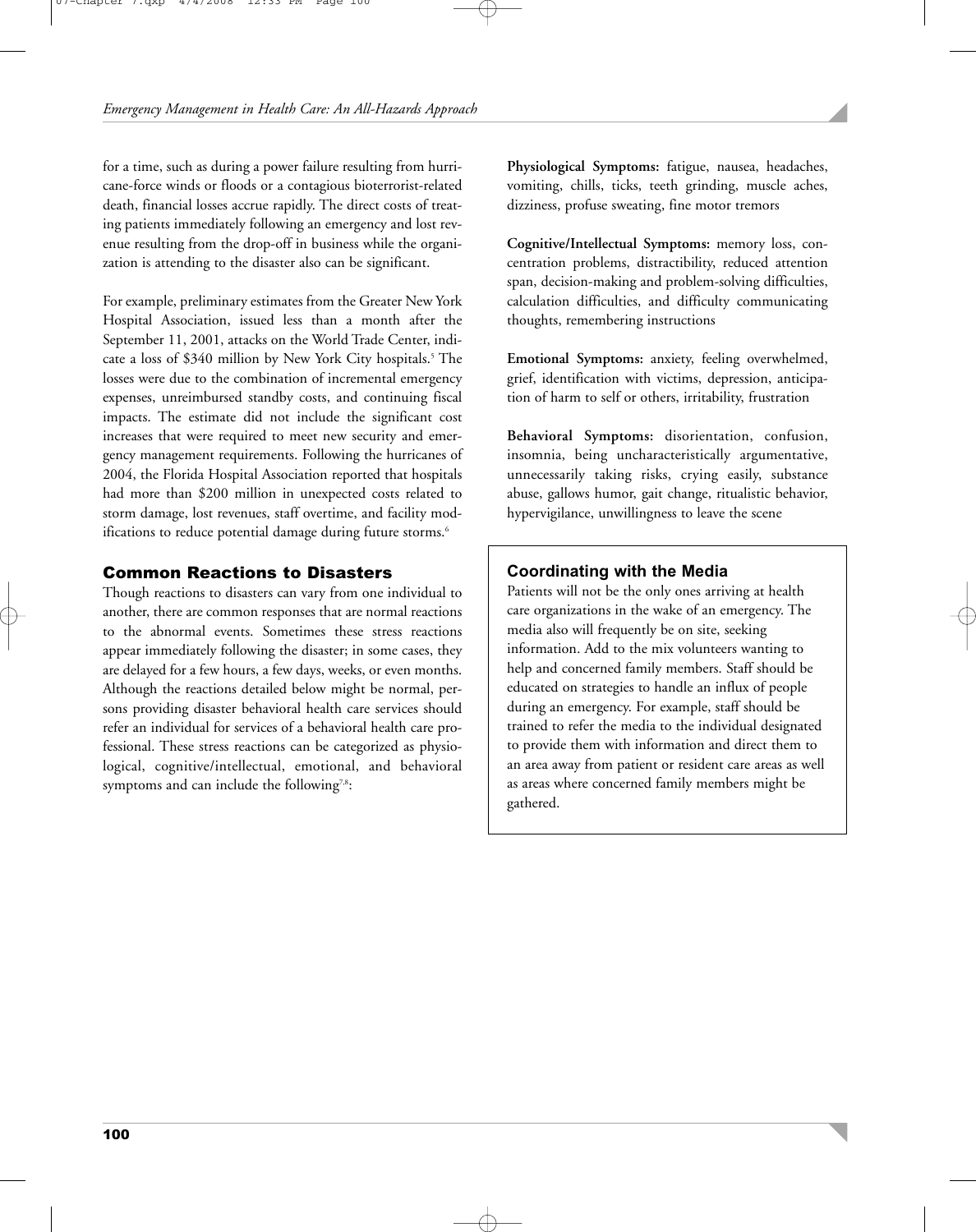for a time, such as during a power failure resulting from hurricane-force winds or floods or a contagious bioterrorist-related death, financial losses accrue rapidly. The direct costs of treating patients immediately following an emergency and lost revenue resulting from the drop-off in business while the organization is attending to the disaster also can be significant.

For example, preliminary estimates from the Greater New York Hospital Association, issued less than a month after the September 11, 2001, attacks on the World Trade Center, indicate a loss of $340 million by New York City hospitals.[5] The losses were due to the combination of incremental emergency expenses, unreimbursed standby costs, and continuing fiscal impacts. The estimate did not include the significant cost increases that were required to meet new security and emergency management requirements. Following the hurricanes of 2004, the Florida Hospital Association reported that hospitals had more than $200 million in unexpected costs related to storm damage, lost revenues, staff overtime, and facility modifications to reduce potential damage during future storms.[6]

## Common Reactions to Disasters

Though reactions to disasters can vary from one individual to another, there are common responses that are normal reactions to the abnormal events. Sometimes these stress reactions appear immediately following the disaster; in some cases, they are delayed for a few hours, a few days, weeks, or even months. Although the reactions detailed below might be normal, persons providing disaster behavioral health care services should refer an individual for services of a behavioral health care professional. These stress reactions can be categorized as physiological, cognitive/intellectual, emotional, and behavioral symptoms and can include the following[7,8]:

**Physiological Symptoms:** fatigue, nausea, headaches, vomiting, chills, ticks, teeth grinding, muscle aches, dizziness, profuse sweating, fine motor tremors

**Cognitive/Intellectual Symptoms:** memory loss, concentration problems, distractibility, reduced attention span, decision-making and problem-solving difficulties, calculation difficulties, and difficulty communicating thoughts, remembering instructions

**Emotional Symptoms:** anxiety, feeling overwhelmed, grief, identification with victims, depression, anticipation of harm to self or others, irritability, frustration

**Behavioral Symptoms:** disorientation, confusion, insomnia, being uncharacteristically argumentative, unnecessarily taking risks, crying easily, substance abuse, gallows humor, gait change, ritualistic behavior, hypervigilance, unwillingness to leave the scene

### Coordinating with the Media

Patients will not be the only ones arriving at health care organizations in the wake of an emergency. The media also will frequently be on site, seeking information. Add to the mix volunteers wanting to help and concerned family members. Staff should be educated on strategies to handle an influx of people during an emergency. For example, staff should be trained to refer the media to the individual designated to provide them with information and direct them to an area away from patient or resident care areas as well as areas where concerned family members might be gathered.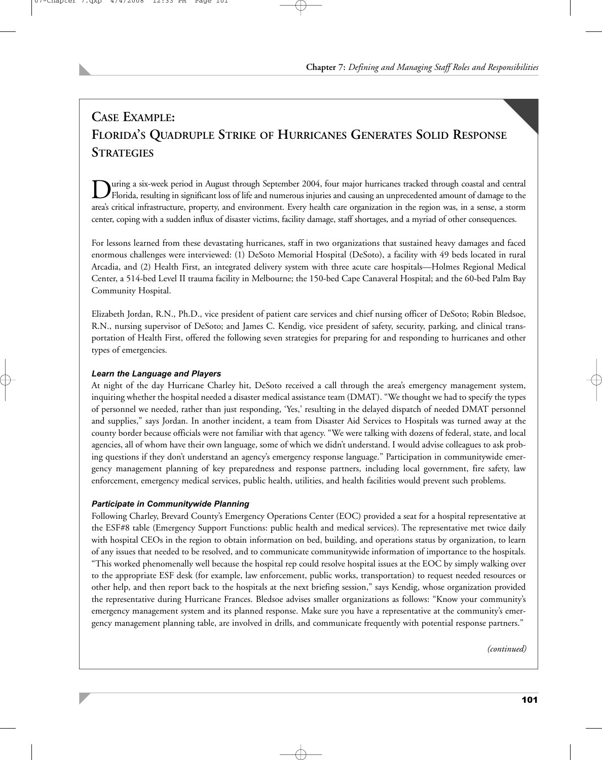## Case Example: Florida's Quadruple Strike of Hurricanes Generates Solid Response Strategies

During a six-week period in August through September 2004, four major hurricanes tracked through coastal and central Florida, resulting in significant loss of life and numerous injuries and causing an unprecedented amount of damage to the area's critical infrastructure, property, and environment. Every health care organization in the region was, in a sense, a storm center, coping with a sudden influx of disaster victims, facility damage, staff shortages, and a myriad of other consequences.

For lessons learned from these devastating hurricanes, staff in two organizations that sustained heavy damages and faced enormous challenges were interviewed: (1) DeSoto Memorial Hospital (DeSoto), a facility with 49 beds located in rural Arcadia, and (2) Health First, an integrated delivery system with three acute care hospitals—Holmes Regional Medical Center, a 514-bed Level II trauma facility in Melbourne; the 150-bed Cape Canaveral Hospital; and the 60-bed Palm Bay Community Hospital.

Elizabeth Jordan, R.N., Ph.D., vice president of patient care services and chief nursing officer of DeSoto; Robin Bledsoe, R.N., nursing supervisor of DeSoto; and James C. Kendig, vice president of safety, security, parking, and clinical transportation of Health First, offered the following seven strategies for preparing for and responding to hurricanes and other types of emergencies.

***Learn the Language and Players***

At night of the day Hurricane Charley hit, DeSoto received a call through the area's emergency management system, inquiring whether the hospital needed a disaster medical assistance team (DMAT). "We thought we had to specify the types of personnel we needed, rather than just responding, 'Yes,' resulting in the delayed dispatch of needed DMAT personnel and supplies," says Jordan. In another incident, a team from Disaster Aid Services to Hospitals was turned away at the county border because officials were not familiar with that agency. "We were talking with dozens of federal, state, and local agencies, all of whom have their own language, some of which we didn't understand. I would advise colleagues to ask probing questions if they don't understand an agency's emergency response language." Participation in communitywide emergency management planning of key preparedness and response partners, including local government, fire safety, law enforcement, emergency medical services, public health, utilities, and health facilities would prevent such problems.

***Participate in Communitywide Planning***

Following Charley, Brevard County's Emergency Operations Center (EOC) provided a seat for a hospital representative at the ESF#8 table (Emergency Support Functions: public health and medical services). The representative met twice daily with hospital CEOs in the region to obtain information on bed, building, and operations status by organization, to learn of any issues that needed to be resolved, and to communicate communitywide information of importance to the hospitals. "This worked phenomenally well because the hospital rep could resolve hospital issues at the EOC by simply walking over to the appropriate ESF desk (for example, law enforcement, public works, transportation) to request needed resources or other help, and then report back to the hospitals at the next briefing session," says Kendig, whose organization provided the representative during Hurricane Frances. Bledsoe advises smaller organizations as follows: "Know your community's emergency management system and its planned response. Make sure you have a representative at the community's emergency management planning table, are involved in drills, and communicate frequently with potential response partners."

*(continued)*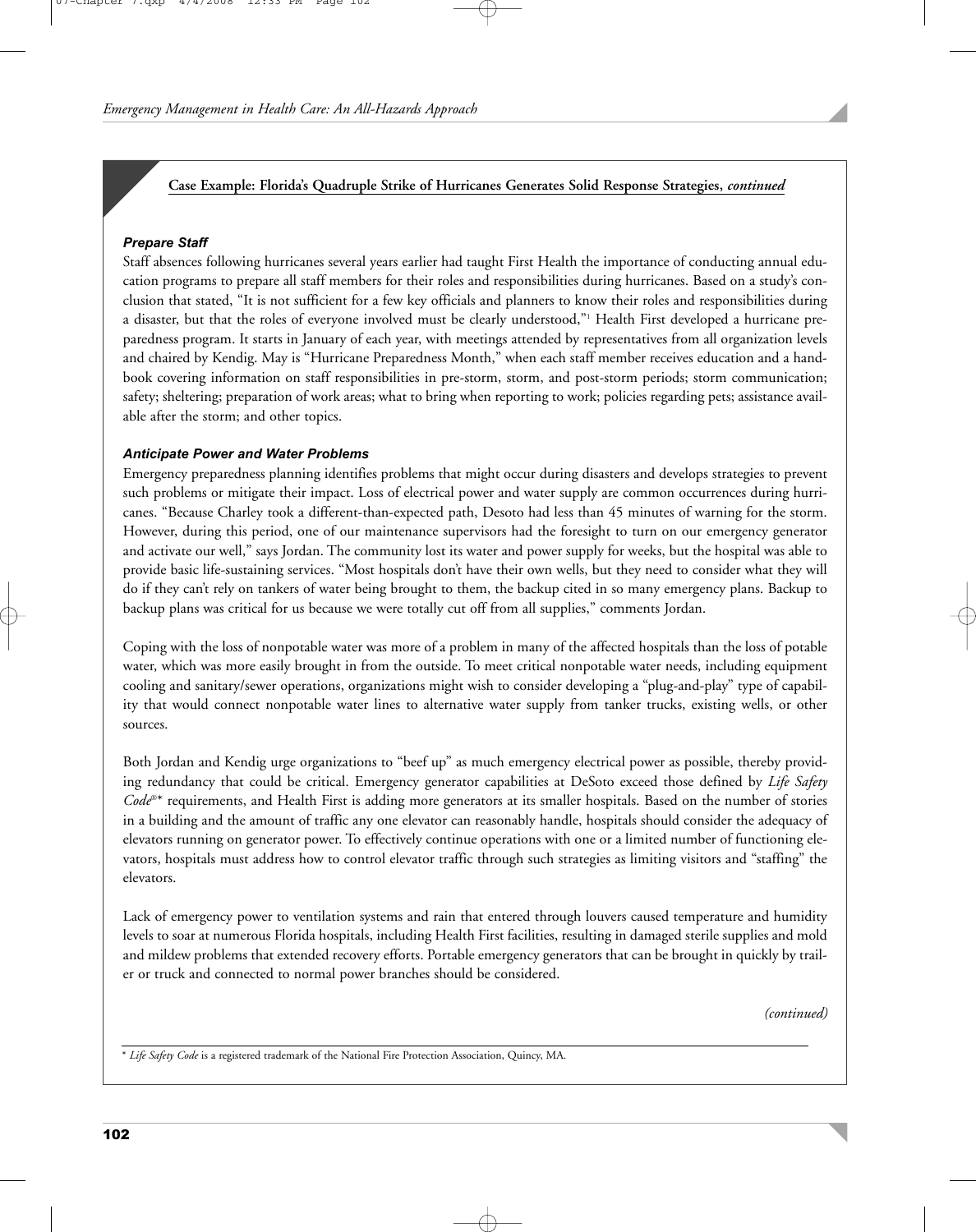**Case Example: Florida's Quadruple Strike of Hurricanes Generates Solid Response Strategies, *continued***

***Prepare Staff***

Staff absences following hurricanes several years earlier had taught First Health the importance of conducting annual education programs to prepare all staff members for their roles and responsibilities during hurricanes. Based on a study's conclusion that stated, "It is not sufficient for a few key officials and planners to know their roles and responsibilities during a disaster, but that the roles of everyone involved must be clearly understood,"[1] Health First developed a hurricane preparedness program. It starts in January of each year, with meetings attended by representatives from all organization levels and chaired by Kendig. May is "Hurricane Preparedness Month," when each staff member receives education and a handbook covering information on staff responsibilities in pre-storm, storm, and post-storm periods; storm communication; safety; sheltering; preparation of work areas; what to bring when reporting to work; policies regarding pets; assistance available after the storm; and other topics.

***Anticipate Power and Water Problems***

Emergency preparedness planning identifies problems that might occur during disasters and develops strategies to prevent such problems or mitigate their impact. Loss of electrical power and water supply are common occurrences during hurricanes. "Because Charley took a different-than-expected path, Desoto had less than 45 minutes of warning for the storm. However, during this period, one of our maintenance supervisors had the foresight to turn on our emergency generator and activate our well," says Jordan. The community lost its water and power supply for weeks, but the hospital was able to provide basic life-sustaining services. "Most hospitals don't have their own wells, but they need to consider what they will do if they can't rely on tankers of water being brought to them, the backup cited in so many emergency plans. Backup to backup plans was critical for us because we were totally cut off from all supplies," comments Jordan.

Coping with the loss of nonpotable water was more of a problem in many of the affected hospitals than the loss of potable water, which was more easily brought in from the outside. To meet critical nonpotable water needs, including equipment cooling and sanitary/sewer operations, organizations might wish to consider developing a "plug-and-play" type of capability that would connect nonpotable water lines to alternative water supply from tanker trucks, existing wells, or other sources.

Both Jordan and Kendig urge organizations to "beef up" as much emergency electrical power as possible, thereby providing redundancy that could be critical. Emergency generator capabilities at DeSoto exceed those defined by *Life Safety Code*®* requirements, and Health First is adding more generators at its smaller hospitals. Based on the number of stories in a building and the amount of traffic any one elevator can reasonably handle, hospitals should consider the adequacy of elevators running on generator power. To effectively continue operations with one or a limited number of functioning elevators, hospitals must address how to control elevator traffic through such strategies as limiting visitors and "staffing" the elevators.

Lack of emergency power to ventilation systems and rain that entered through louvers caused temperature and humidity levels to soar at numerous Florida hospitals, including Health First facilities, resulting in damaged sterile supplies and mold and mildew problems that extended recovery efforts. Portable emergency generators that can be brought in quickly by trailer or truck and connected to normal power branches should be considered.

*(continued)*

\* *Life Safety Code* is a registered trademark of the National Fire Protection Association, Quincy, MA.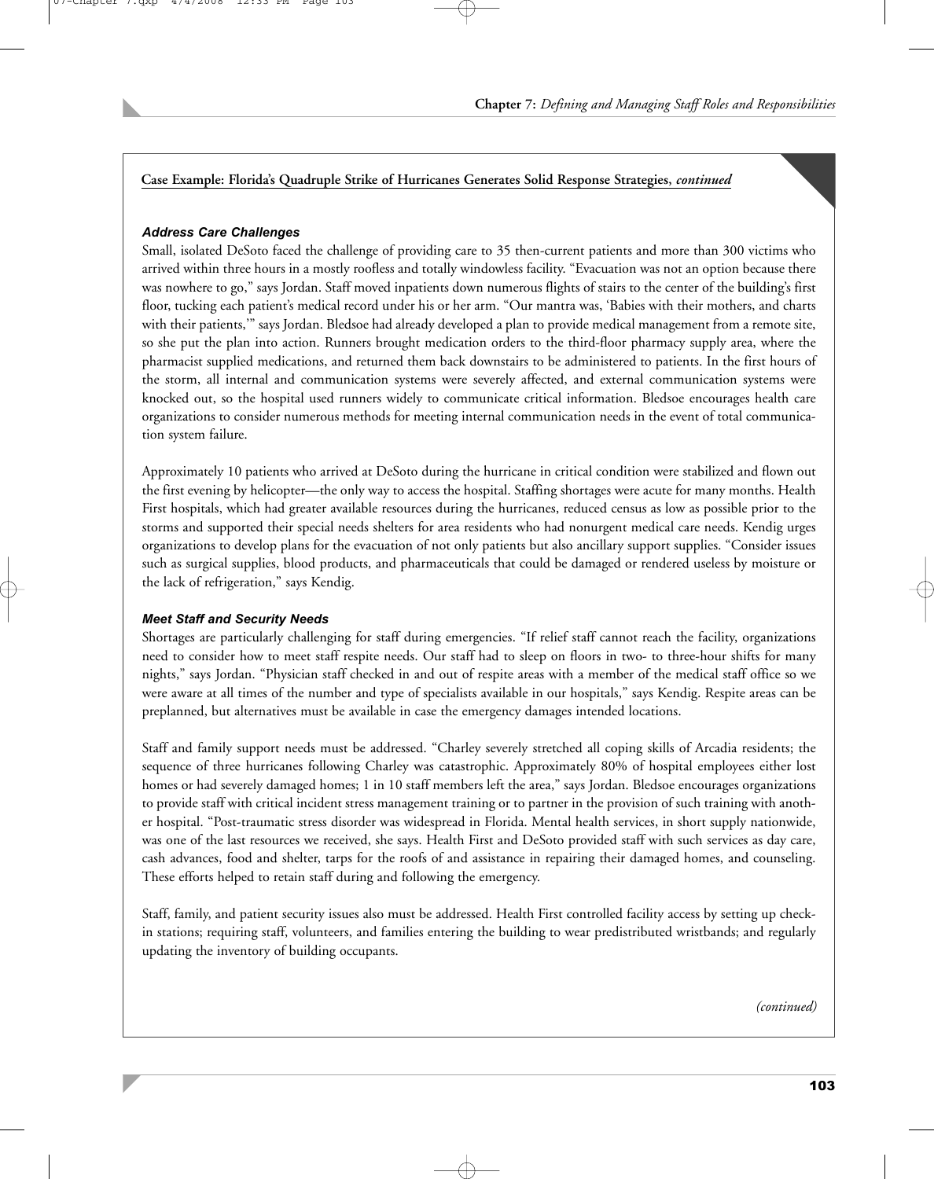**Case Example: Florida's Quadruple Strike of Hurricanes Generates Solid Response Strategies, *continued***

### *Address Care Challenges*

Small, isolated DeSoto faced the challenge of providing care to 35 then-current patients and more than 300 victims who arrived within three hours in a mostly roofless and totally windowless facility. "Evacuation was not an option because there was nowhere to go," says Jordan. Staff moved inpatients down numerous flights of stairs to the center of the building's first floor, tucking each patient's medical record under his or her arm. "Our mantra was, 'Babies with their mothers, and charts with their patients,'" says Jordan. Bledsoe had already developed a plan to provide medical management from a remote site, so she put the plan into action. Runners brought medication orders to the third-floor pharmacy supply area, where the pharmacist supplied medications, and returned them back downstairs to be administered to patients. In the first hours of the storm, all internal and communication systems were severely affected, and external communication systems were knocked out, so the hospital used runners widely to communicate critical information. Bledsoe encourages health care organizations to consider numerous methods for meeting internal communication needs in the event of total communication system failure.

Approximately 10 patients who arrived at DeSoto during the hurricane in critical condition were stabilized and flown out the first evening by helicopter—the only way to access the hospital. Staffing shortages were acute for many months. Health First hospitals, which had greater available resources during the hurricanes, reduced census as low as possible prior to the storms and supported their special needs shelters for area residents who had nonurgent medical care needs. Kendig urges organizations to develop plans for the evacuation of not only patients but also ancillary support supplies. "Consider issues such as surgical supplies, blood products, and pharmaceuticals that could be damaged or rendered useless by moisture or the lack of refrigeration," says Kendig.

### *Meet Staff and Security Needs*

Shortages are particularly challenging for staff during emergencies. "If relief staff cannot reach the facility, organizations need to consider how to meet staff respite needs. Our staff had to sleep on floors in two- to three-hour shifts for many nights," says Jordan. "Physician staff checked in and out of respite areas with a member of the medical staff office so we were aware at all times of the number and type of specialists available in our hospitals," says Kendig. Respite areas can be preplanned, but alternatives must be available in case the emergency damages intended locations.

Staff and family support needs must be addressed. "Charley severely stretched all coping skills of Arcadia residents; the sequence of three hurricanes following Charley was catastrophic. Approximately 80% of hospital employees either lost homes or had severely damaged homes; 1 in 10 staff members left the area," says Jordan. Bledsoe encourages organizations to provide staff with critical incident stress management training or to partner in the provision of such training with another hospital. "Post-traumatic stress disorder was widespread in Florida. Mental health services, in short supply nationwide, was one of the last resources we received, she says. Health First and DeSoto provided staff with such services as day care, cash advances, food and shelter, tarps for the roofs of and assistance in repairing their damaged homes, and counseling. These efforts helped to retain staff during and following the emergency.

Staff, family, and patient security issues also must be addressed. Health First controlled facility access by setting up check-in stations; requiring staff, volunteers, and families entering the building to wear predistributed wristbands; and regularly updating the inventory of building occupants.

*(continued)*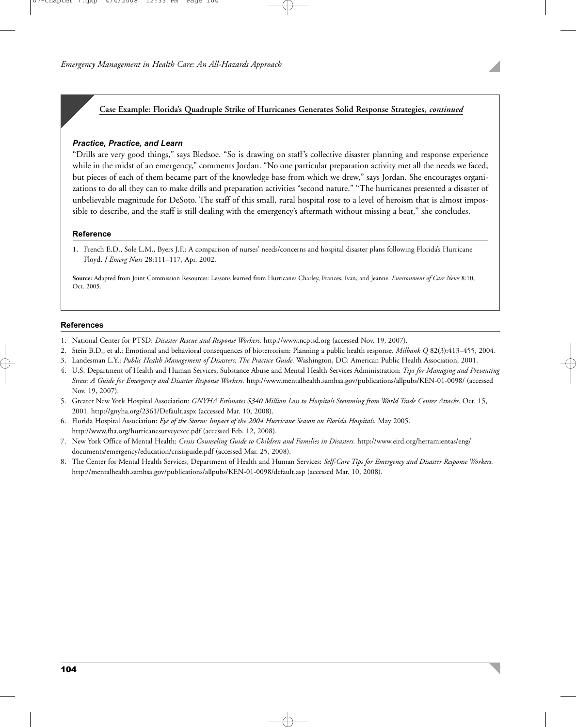**Case Example: Florida's Quadruple Strike of Hurricanes Generates Solid Response Strategies, *continued***

### *Practice, Practice, and Learn*

"Drills are very good things," says Bledsoe. "So is drawing on staff's collective disaster planning and response experience while in the midst of an emergency," comments Jordan. "No one particular preparation activity met all the needs we faced, but pieces of each of them became part of the knowledge base from which we drew," says Jordan. She encourages organizations to do all they can to make drills and preparation activities "second nature." "The hurricanes presented a disaster of unbelievable magnitude for DeSoto. The staff of this small, rural hospital rose to a level of heroism that is almost impossible to describe, and the staff is still dealing with the emergency's aftermath without missing a beat," she concludes.

### Reference

1. French E.D., Sole L.M., Byers J.F.: A comparison of nurses' needs/concerns and hospital disaster plans following Florida's Hurricane Floyd. *J Emerg Nurs* 28:111–117, Apr. 2002.

**Source:** Adapted from Joint Commission Resources: Lessons learned from Hurricanes Charley, Frances, Ivan, and Jeanne. *Environment of Care News* 8:10, Oct. 2005.

## References

1. National Center for PTSD: *Disaster Rescue and Response Workers.* http://www.ncptsd.org (accessed Nov. 19, 2007).
2. Stein B.D., et al.: Emotional and behavioral consequences of bioterrorism: Planning a public health response. *Milbank Q* 82(3):413–455, 2004.
3. Landesman L.Y.: *Public Health Management of Disasters: The Practice Guide.* Washington, DC: American Public Health Association, 2001.
4. U.S. Department of Health and Human Services, Substance Abuse and Mental Health Services Administration: *Tips for Managing and Preventing Stress: A Guide for Emergency and Disaster Response Workers.* http://www.mentalhealth.samhsa.gov/publications/allpubs/KEN-01-0098/ (accessed Nov. 19, 2007).
5. Greater New York Hospital Association: *GNYHA Estimates $340 Million Loss to Hospitals Stemming from World Trade Center Attacks.* Oct. 15, 2001. http://gnyha.org/2361/Default.aspx (accessed Mar. 10, 2008).
6. Florida Hospital Association: *Eye of the Storm: Impact of the 2004 Hurricane Season on Florida Hospitals.* May 2005. http://www.fha.org/hurricanesurveyexec.pdf (accessed Feb. 12, 2008).
7. New York Office of Mental Health: *Crisis Counseling Guide to Children and Families in Disasters.* http://www.eird.org/herramientas/eng/documents/emergency/education/crisisguide.pdf (accessed Mar. 25, 2008).
8. The Center for Mental Health Services, Department of Health and Human Services: *Self-Care Tips for Emergency and Disaster Response Workers.* http://mentalhealth.samhsa.gov/publications/allpubs/KEN-01-0098/default.asp (accessed Mar. 10, 2008).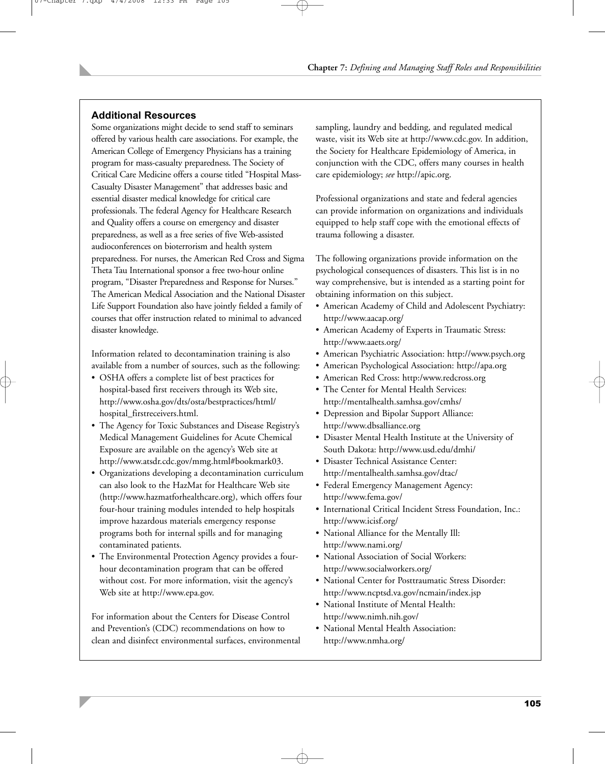## Additional Resources

Some organizations might decide to send staff to seminars offered by various health care associations. For example, the American College of Emergency Physicians has a training program for mass-casualty preparedness. The Society of Critical Care Medicine offers a course titled "Hospital Mass-Casualty Disaster Management" that addresses basic and essential disaster medical knowledge for critical care professionals. The federal Agency for Healthcare Research and Quality offers a course on emergency and disaster preparedness, as well as a free series of five Web-assisted audioconferences on bioterrorism and health system preparedness. For nurses, the American Red Cross and Sigma Theta Tau International sponsor a free two-hour online program, "Disaster Preparedness and Response for Nurses." The American Medical Association and the National Disaster Life Support Foundation also have jointly fielded a family of courses that offer instruction related to minimal to advanced disaster knowledge.

Information related to decontamination training is also available from a number of sources, such as the following:

- OSHA offers a complete list of best practices for hospital-based first receivers through its Web site, http://www.osha.gov/dts/osta/bestpractices/html/hospital_firstreceivers.html.
- The Agency for Toxic Substances and Disease Registry's Medical Management Guidelines for Acute Chemical Exposure are available on the agency's Web site at http://www.atsdr.cdc.gov/mmg.html#bookmark03.
- Organizations developing a decontamination curriculum can also look to the HazMat for Healthcare Web site (http://www.hazmatforhealthcare.org), which offers four four-hour training modules intended to help hospitals improve hazardous materials emergency response programs both for internal spills and for managing contaminated patients.
- The Environmental Protection Agency provides a four-hour decontamination program that can be offered without cost. For more information, visit the agency's Web site at http://www.epa.gov.

For information about the Centers for Disease Control and Prevention's (CDC) recommendations on how to clean and disinfect environmental surfaces, environmental sampling, laundry and bedding, and regulated medical waste, visit its Web site at http://www.cdc.gov. In addition, the Society for Healthcare Epidemiology of America, in conjunction with the CDC, offers many courses in health care epidemiology; *see* http://apic.org.

Professional organizations and state and federal agencies can provide information on organizations and individuals equipped to help staff cope with the emotional effects of trauma following a disaster.

The following organizations provide information on the psychological consequences of disasters. This list is in no way comprehensive, but is intended as a starting point for obtaining information on this subject.

- American Academy of Child and Adolescent Psychiatry: http://www.aacap.org/
- American Academy of Experts in Traumatic Stress: http://www.aaets.org/
- American Psychiatric Association: http://www.psych.org
- American Psychological Association: http://apa.org
- American Red Cross: http:/www.redcross.org
- The Center for Mental Health Services: http://mentalhealth.samhsa.gov/cmhs/
- Depression and Bipolar Support Alliance: http://www.dbsalliance.org
- Disaster Mental Health Institute at the University of South Dakota: http://www.usd.edu/dmhi/
- Disaster Technical Assistance Center: http://mentalhealth.samhsa.gov/dtac/
- Federal Emergency Management Agency: http://www.fema.gov/
- International Critical Incident Stress Foundation, Inc.: http://www.icisf.org/
- National Alliance for the Mentally Ill: http://www.nami.org/
- National Association of Social Workers: http://www.socialworkers.org/
- National Center for Posttraumatic Stress Disorder: http://www.ncptsd.va.gov/ncmain/index.jsp
- National Institute of Mental Health: http://www.nimh.nih.gov/
- National Mental Health Association: http://www.nmha.org/